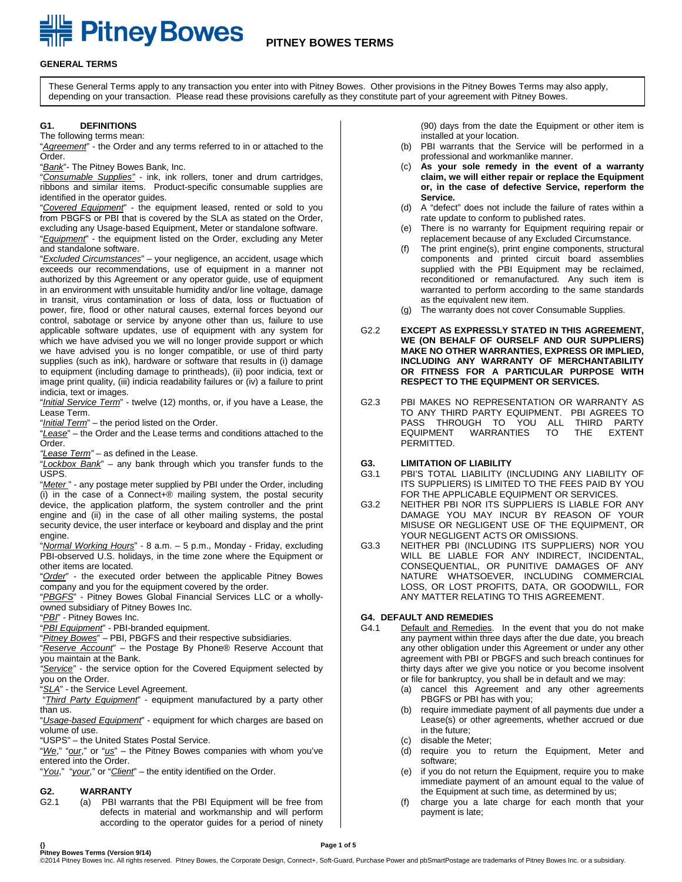# PITNEY BOWES TERMS

## GENERAL TERMS

These General Terms apply to any transaction you enter into with Pitney Bowes. Other provisions in the Pitney Bowes Terms may also apply, depending on your transaction. Please read these provisions carefully as they constitute part of your agreement with Pitney Bowes.

### G1. DEFINITIONS

The following terms mean:

"*Agreement*" - the Order and any terms referred to in or attached to the Order.

"*Bank*"- The Pitney Bowes Bank, Inc.

"*Consumable Supplies*" - ink, ink rollers, toner and drum cartridges, ribbons and similar items. Product-specific consumable supplies are identified in the operator guides.

"*Covered Equipment*" - the equipment leased, rented or sold to you from PBGFS or PBI that is covered by the SLA as stated on the Order, excluding any Usage-based Equipment, Meter or standalone software.

"*Equipment*" - the equipment listed on the Order, excluding any Meter and standalone software.

"*Excluded Circumstances*" – your negligence, an accident, usage which exceeds our recommendations, use of equipment in a manner not authorized by this Agreement or any operator guide, use of equipment in an environment with unsuitable humidity and/or line voltage, damage in transit, virus contamination or loss of data, loss or fluctuation of power, fire, flood or other natural causes, external forces beyond our control, sabotage or service by anyone other than us, failure to use applicable software updates, use of equipment with any system for which we have advised you we will no longer provide support or which we have advised you is no longer compatible, or use of third party supplies (such as ink), hardware or software that results in (i) damage to equipment (including damage to printheads), (ii) poor indicia, text or image print quality, (iii) indicia readability failures or (iv) a failure to print indicia, text or images.

"*Initial Service Term*" - twelve (12) months, or, if you have a Lease, the Lease Term.

"*Initial Term*" – the period listed on the Order.

"*Lease*" – the Order and the Lease terms and conditions attached to the Order.

"*Lease Term*" – as defined in the Lease.

"*Lockbox Bank*" – any bank through which you transfer funds to the USPS.

"*Meter* " - any postage meter supplied by PBI under the Order, including (i) in the case of a Connect+® mailing system, the postal security device, the application platform, the system controller and the print engine and (ii) in the case of all other mailing systems, the postal security device, the user interface or keyboard and display and the print engine.

"*Normal Working Hours*" - 8 a.m. – 5 p.m., Monday - Friday, excluding PBI-observed U.S. holidays, in the time zone where the Equipment or other items are located.

"*Order*" - the executed order between the applicable Pitney Bowes company and you for the equipment covered by the order.

"*PBGFS*" - Pitney Bowes Global Financial Services LLC or a wholly-owned subsidiary of Pitney Bowes Inc.

"*PBI*" - Pitney Bowes Inc.

"*PBI Equipment*" - PBI-branded equipment.

"*Pitney Bowes*" – PBI, PBGFS and their respective subsidiaries.

"*Reserve Account*" – the Postage By Phone® Reserve Account that you maintain at the Bank.

"*Service*" - the service option for the Covered Equipment selected by you on the Order.

"*SLA*" - the Service Level Agreement.

"*Third Party Equipment*" - equipment manufactured by a party other than us.

"*Usage-based Equipment*" - equipment for which charges are based on volume of use.

"USPS" – the United States Postal Service.

"*We*," "*our*," or "*us*" – the Pitney Bowes companies with whom you've entered into the Order.

"*You*," "*your*," or "*Client*" – the entity identified on the Order.

### G2. WARRANTY

G2.1

(a) PBI warrants that the PBI Equipment will be free from defects in material and workmanship and will perform according to the operator guides for a period of ninety (90) days from the date the Equipment or other item is installed at your location.

(b) PBI warrants that the Service will be performed in a professional and workmanlike manner.

(c) **As your sole remedy in the event of a warranty claim, we will either repair or replace the Equipment or, in the case of defective Service, reperform the Service.**

(d) A "defect" does not include the failure of rates within a rate update to conform to published rates.

(e) There is no warranty for Equipment requiring repair or replacement because of any Excluded Circumstance.

(f) The print engine(s), print engine components, structural components and printed circuit board assemblies supplied with the PBI Equipment may be reclaimed, reconditioned or remanufactured. Any such item is warranted to perform according to the same standards as the equivalent new item.

(g) The warranty does not cover Consumable Supplies.

G2.2 **EXCEPT AS EXPRESSLY STATED IN THIS AGREEMENT, WE (ON BEHALF OF OURSELF AND OUR SUPPLIERS) MAKE NO OTHER WARRANTIES, EXPRESS OR IMPLIED, INCLUDING ANY WARRANTY OF MERCHANTABILITY OR FITNESS FOR A PARTICULAR PURPOSE WITH RESPECT TO THE EQUIPMENT OR SERVICES.**

G2.3 PBI MAKES NO REPRESENTATION OR WARRANTY AS TO ANY THIRD PARTY EQUIPMENT. PBI AGREES TO PASS THROUGH TO YOU ALL THIRD PARTY EQUIPMENT WARRANTIES TO THE EXTENT PERMITTED.

### G3. LIMITATION OF LIABILITY

G3.1 PBI'S TOTAL LIABILITY (INCLUDING ANY LIABILITY OF ITS SUPPLIERS) IS LIMITED TO THE FEES PAID BY YOU FOR THE APPLICABLE EQUIPMENT OR SERVICES.

G3.2 NEITHER PBI NOR ITS SUPPLIERS IS LIABLE FOR ANY DAMAGE YOU MAY INCUR BY REASON OF YOUR MISUSE OR NEGLIGENT USE OF THE EQUIPMENT, OR YOUR NEGLIGENT ACTS OR OMISSIONS.

G3.3 NEITHER PBI (INCLUDING ITS SUPPLIERS) NOR YOU WILL BE LIABLE FOR ANY INDIRECT, INCIDENTAL, CONSEQUENTIAL, OR PUNITIVE DAMAGES OF ANY NATURE WHATSOEVER, INCLUDING COMMERCIAL LOSS, OR LOST PROFITS, DATA, OR GOODWILL, FOR ANY MATTER RELATING TO THIS AGREEMENT.

### G4. DEFAULT AND REMEDIES

G4.1 Default and Remedies. In the event that you do not make any payment within three days after the due date, you breach any other obligation under this Agreement or under any other agreement with PBI or PBGFS and such breach continues for thirty days after we give you notice or you become insolvent or file for bankruptcy, you shall be in default and we may:

(a) cancel this Agreement and any other agreements PBGFS or PBI has with you;

(b) require immediate payment of all payments due under a Lease(s) or other agreements, whether accrued or due in the future;

(c) disable the Meter;

(d) require you to return the Equipment, Meter and software;

(e) if you do not return the Equipment, require you to make immediate payment of an amount equal to the value of the Equipment at such time, as determined by us;

(f) charge you a late charge for each month that your payment is late;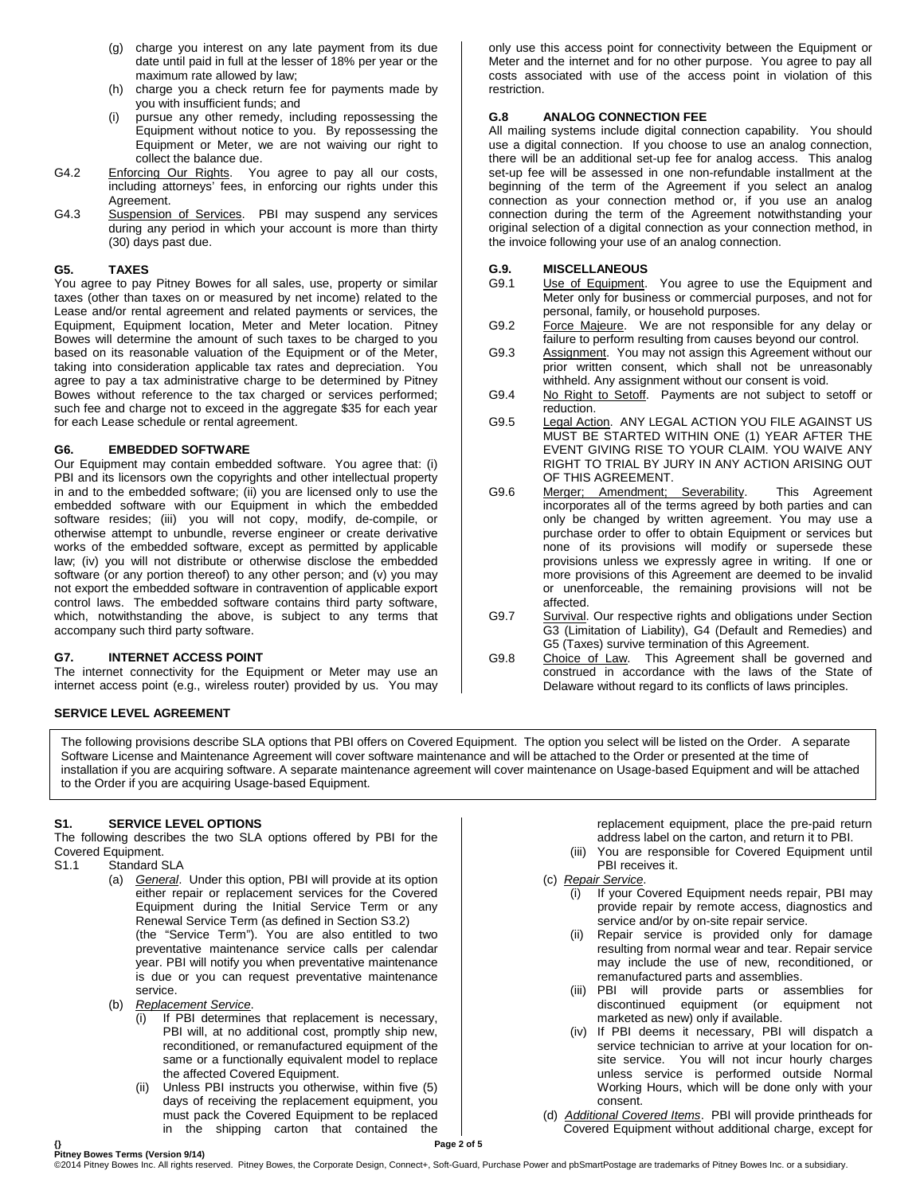(g) charge you interest on any late payment from its due date until paid in full at the lesser of 18% per year or the maximum rate allowed by law;

(h) charge you a check return fee for payments made by you with insufficient funds; and

(i) pursue any other remedy, including repossessing the Equipment without notice to you. By repossessing the Equipment or Meter, we are not waiving our right to collect the balance due.

G4.2 Enforcing Our Rights. You agree to pay all our costs, including attorneys' fees, in enforcing our rights under this Agreement.

G4.3 Suspension of Services. PBI may suspend any services during any period in which your account is more than thirty (30) days past due.

### G5. TAXES

You agree to pay Pitney Bowes for all sales, use, property or similar taxes (other than taxes on or measured by net income) related to the Lease and/or rental agreement and related payments or services, the Equipment, Equipment location, Meter and Meter location. Pitney Bowes will determine the amount of such taxes to be charged to you based on its reasonable valuation of the Equipment or of the Meter, taking into consideration applicable tax rates and depreciation. You agree to pay a tax administrative charge to be determined by Pitney Bowes without reference to the tax charged or services performed; such fee and charge not to exceed in the aggregate $35 for each year for each Lease schedule or rental agreement.

### G6. EMBEDDED SOFTWARE

Our Equipment may contain embedded software. You agree that: (i) PBI and its licensors own the copyrights and other intellectual property in and to the embedded software; (ii) you are licensed only to use the embedded software with our Equipment in which the embedded software resides; (iii) you will not copy, modify, de-compile, or otherwise attempt to unbundle, reverse engineer or create derivative works of the embedded software, except as permitted by applicable law; (iv) you will not distribute or otherwise disclose the embedded software (or any portion thereof) to any other person; and (v) you may not export the embedded software in contravention of applicable export control laws. The embedded software contains third party software, which, notwithstanding the above, is subject to any terms that accompany such third party software.

### G7. INTERNET ACCESS POINT

The internet connectivity for the Equipment or Meter may use an internet access point (e.g., wireless router) provided by us. You may only use this access point for connectivity between the Equipment or Meter and the internet and for no other purpose. You agree to pay all costs associated with use of the access point in violation of this restriction.

### G.8 ANALOG CONNECTION FEE

All mailing systems include digital connection capability. You should use a digital connection. If you choose to use an analog connection, there will be an additional set-up fee for analog access. This analog set-up fee will be assessed in one non-refundable installment at the beginning of the term of the Agreement if you select an analog connection as your connection method or, if you use an analog connection during the term of the Agreement notwithstanding your original selection of a digital connection as your connection method, in the invoice following your use of an analog connection.

### G.9. MISCELLANEOUS

G9.1 Use of Equipment. You agree to use the Equipment and Meter only for business or commercial purposes, and not for personal, family, or household purposes.

G9.2 Force Majeure. We are not responsible for any delay or failure to perform resulting from causes beyond our control.

G9.3 Assignment. You may not assign this Agreement without our prior written consent, which shall not be unreasonably withheld. Any assignment without our consent is void.

G9.4 No Right to Setoff. Payments are not subject to setoff or reduction.

G9.5 Legal Action. ANY LEGAL ACTION YOU FILE AGAINST US MUST BE STARTED WITHIN ONE (1) YEAR AFTER THE EVENT GIVING RISE TO YOUR CLAIM. YOU WAIVE ANY RIGHT TO TRIAL BY JURY IN ANY ACTION ARISING OUT OF THIS AGREEMENT.

G9.6 Merger; Amendment; Severability. This Agreement incorporates all of the terms agreed by both parties and can only be changed by written agreement. You may use a purchase order to offer to obtain Equipment or services but none of its provisions will modify or supersede these provisions unless we expressly agree in writing. If one or more provisions of this Agreement are deemed to be invalid or unenforceable, the remaining provisions will not be affected.

G9.7 Survival. Our respective rights and obligations under Section G3 (Limitation of Liability), G4 (Default and Remedies) and G5 (Taxes) survive termination of this Agreement.

G9.8 Choice of Law. This Agreement shall be governed and construed in accordance with the laws of the State of Delaware without regard to its conflicts of laws principles.

## SERVICE LEVEL AGREEMENT

The following provisions describe SLA options that PBI offers on Covered Equipment. The option you select will be listed on the Order. A separate Software License and Maintenance Agreement will cover software maintenance and will be attached to the Order or presented at the time of installation if you are acquiring software. A separate maintenance agreement will cover maintenance on Usage-based Equipment and will be attached to the Order if you are acquiring Usage-based Equipment.

### S1. SERVICE LEVEL OPTIONS

The following describes the two SLA options offered by PBI for the Covered Equipment.

S1.1 Standard SLA

(a) *General*. Under this option, PBI will provide at its option either repair or replacement services for the Covered Equipment during the Initial Service Term or any Renewal Service Term (as defined in Section S3.2) (the "Service Term"). You are also entitled to two preventative maintenance service calls per calendar year. PBI will notify you when preventative maintenance is due or you can request preventative maintenance service.

(b) *Replacement Service*.

(i) If PBI determines that replacement is necessary, PBI will, at no additional cost, promptly ship new, reconditioned, or remanufactured equipment of the same or a functionally equivalent model to replace the affected Covered Equipment.

(ii) Unless PBI instructs you otherwise, within five (5) days of receiving the replacement equipment, you must pack the Covered Equipment to be replaced in the shipping carton that contained the replacement equipment, place the pre-paid return address label on the carton, and return it to PBI.

(iii) You are responsible for Covered Equipment until PBI receives it.

(c) *Repair Service*.

(i) If your Covered Equipment needs repair, PBI may provide repair by remote access, diagnostics and service and/or by on-site repair service.

(ii) Repair service is provided only for damage resulting from normal wear and tear. Repair service may include the use of new, reconditioned, or remanufactured parts and assemblies.

(iii) PBI will provide parts or assemblies for discontinued equipment (or equipment not marketed as new) only if available.

(iv) If PBI deems it necessary, PBI will dispatch a service technician to arrive at your location for on-site service. You will not incur hourly charges unless service is performed outside Normal Working Hours, which will be done only with your consent.

(d) *Additional Covered Items*. PBI will provide printheads for Covered Equipment without additional charge, except for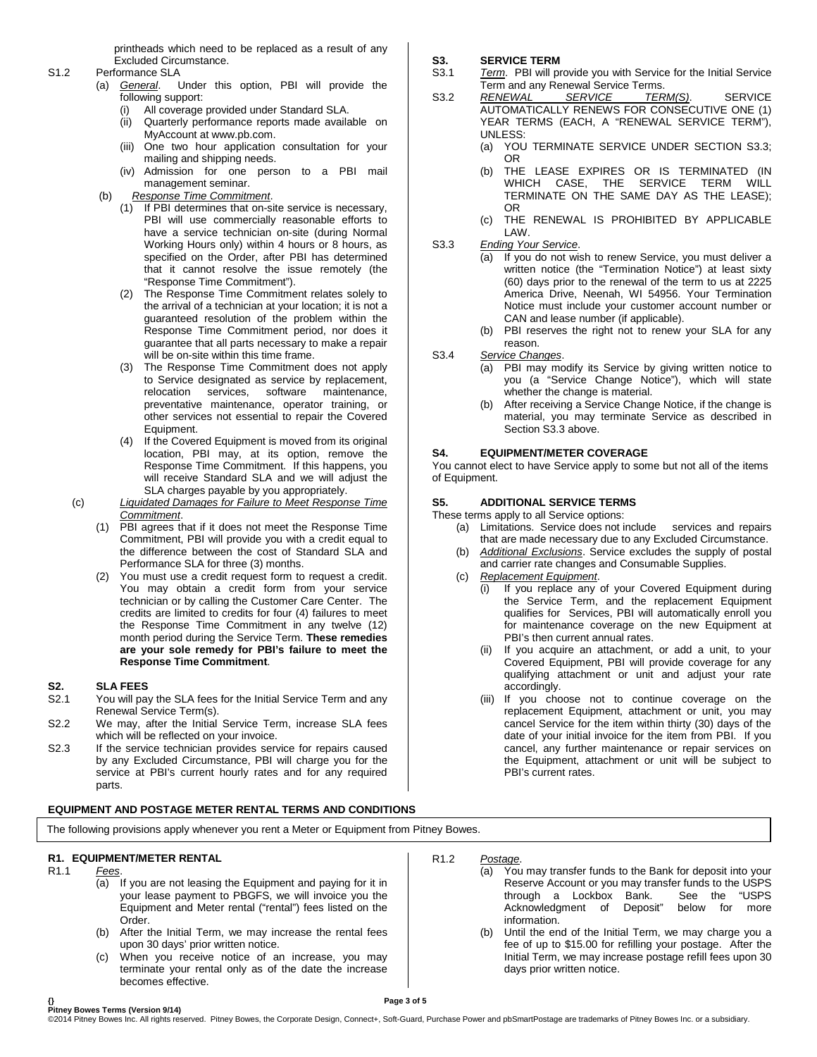printheads which need to be replaced as a result of any Excluded Circumstance.

S1.2 Performance SLA

(a) *General*. Under this option, PBI will provide the following support:

(i) All coverage provided under Standard SLA.

(ii) Quarterly performance reports made available on MyAccount at www.pb.com.

(iii) One two hour application consultation for your mailing and shipping needs.

(iv) Admission for one person to a PBI mail management seminar.

(b) *Response Time Commitment*.

(1) If PBI determines that on-site service is necessary, PBI will use commercially reasonable efforts to have a service technician on-site (during Normal Working Hours only) within 4 hours or 8 hours, as specified on the Order, after PBI has determined that it cannot resolve the issue remotely (the "Response Time Commitment").

(2) The Response Time Commitment relates solely to the arrival of a technician at your location; it is not a guaranteed resolution of the problem within the Response Time Commitment period, nor does it guarantee that all parts necessary to make a repair will be on-site within this time frame.

(3) The Response Time Commitment does not apply to Service designated as service by replacement, relocation services, software maintenance, preventative maintenance, operator training, or other services not essential to repair the Covered Equipment.

(4) If the Covered Equipment is moved from its original location, PBI may, at its option, remove the Response Time Commitment. If this happens, you will receive Standard SLA and we will adjust the SLA charges payable by you appropriately.

(c) *Liquidated Damages for Failure to Meet Response Time Commitment*.

(1) PBI agrees that if it does not meet the Response Time Commitment, PBI will provide you with a credit equal to the difference between the cost of Standard SLA and Performance SLA for three (3) months.

(2) You must use a credit request form to request a credit. You may obtain a credit form from your service technician or by calling the Customer Care Center. The credits are limited to credits for four (4) failures to meet the Response Time Commitment in any twelve (12) month period during the Service Term. **These remedies are your sole remedy for PBI's failure to meet the Response Time Commitment**.

## S2. SLA FEES

S2.1 You will pay the SLA fees for the Initial Service Term and any Renewal Service Term(s).

S2.2 We may, after the Initial Service Term, increase SLA fees which will be reflected on your invoice.

S2.3 If the service technician provides service for repairs caused by any Excluded Circumstance, PBI will charge you for the service at PBI's current hourly rates and for any required parts.

## S3. SERVICE TERM

S3.1 *Term*. PBI will provide you with Service for the Initial Service Term and any Renewal Service Terms.

S3.2 *RENEWAL SERVICE TERM(S)*. SERVICE AUTOMATICALLY RENEWS FOR CONSECUTIVE ONE (1) YEAR TERMS (EACH, A "RENEWAL SERVICE TERM"), UNLESS:

(a) YOU TERMINATE SERVICE UNDER SECTION S3.3; OR

(b) THE LEASE EXPIRES OR IS TERMINATED (IN WHICH CASE, THE SERVICE TERM WILL TERMINATE ON THE SAME DAY AS THE LEASE); OR

(c) THE RENEWAL IS PROHIBITED BY APPLICABLE LAW.

S3.3 *Ending Your Service*.

(a) If you do not wish to renew Service, you must deliver a written notice (the "Termination Notice") at least sixty (60) days prior to the renewal of the term to us at 2225 America Drive, Neenah, WI 54956. Your Termination Notice must include your customer account number or CAN and lease number (if applicable).

(b) PBI reserves the right not to renew your SLA for any reason.

S3.4 *Service Changes*.

(a) PBI may modify its Service by giving written notice to you (a "Service Change Notice"), which will state whether the change is material.

(b) After receiving a Service Change Notice, if the change is material, you may terminate Service as described in Section S3.3 above.

## S4. EQUIPMENT/METER COVERAGE

You cannot elect to have Service apply to some but not all of the items of Equipment.

## S5. ADDITIONAL SERVICE TERMS

These terms apply to all Service options:

(a) Limitations. Service does not include services and repairs that are made necessary due to any Excluded Circumstance.

(b) *Additional Exclusions*. Service excludes the supply of postal and carrier rate changes and Consumable Supplies.

(c) *Replacement Equipment*.

(i) If you replace any of your Covered Equipment during the Service Term, and the replacement Equipment qualifies for Services, PBI will automatically enroll you for maintenance coverage on the new Equipment at PBI's then current annual rates.

(ii) If you acquire an attachment, or add a unit, to your Covered Equipment, PBI will provide coverage for any qualifying attachment or unit and adjust your rate accordingly.

(iii) If you choose not to continue coverage on the replacement Equipment, attachment or unit, you may cancel Service for the item within thirty (30) days of the date of your initial invoice for the item from PBI. If you cancel, any further maintenance or repair services on the Equipment, attachment or unit will be subject to PBI's current rates.

# EQUIPMENT AND POSTAGE METER RENTAL TERMS AND CONDITIONS

The following provisions apply whenever you rent a Meter or Equipment from Pitney Bowes.

## R1. EQUIPMENT/METER RENTAL

R1.1 *Fees*.

(a) If you are not leasing the Equipment and paying for it in your lease payment to PBGFS, we will invoice you the Equipment and Meter rental ("rental") fees listed on the Order.

(b) After the Initial Term, we may increase the rental fees upon 30 days' prior written notice.

(c) When you receive notice of an increase, you may terminate your rental only as of the date the increase becomes effective.

R1.2 *Postage*.

(a) You may transfer funds to the Bank for deposit into your Reserve Account or you may transfer funds to the USPS through a Lockbox Bank. See the "USPS Acknowledgment of Deposit" below for more information.

(b) Until the end of the Initial Term, we may charge you a fee of up to $15.00 for refilling your postage. After the Initial Term, we may increase postage refill fees upon 30 days prior written notice.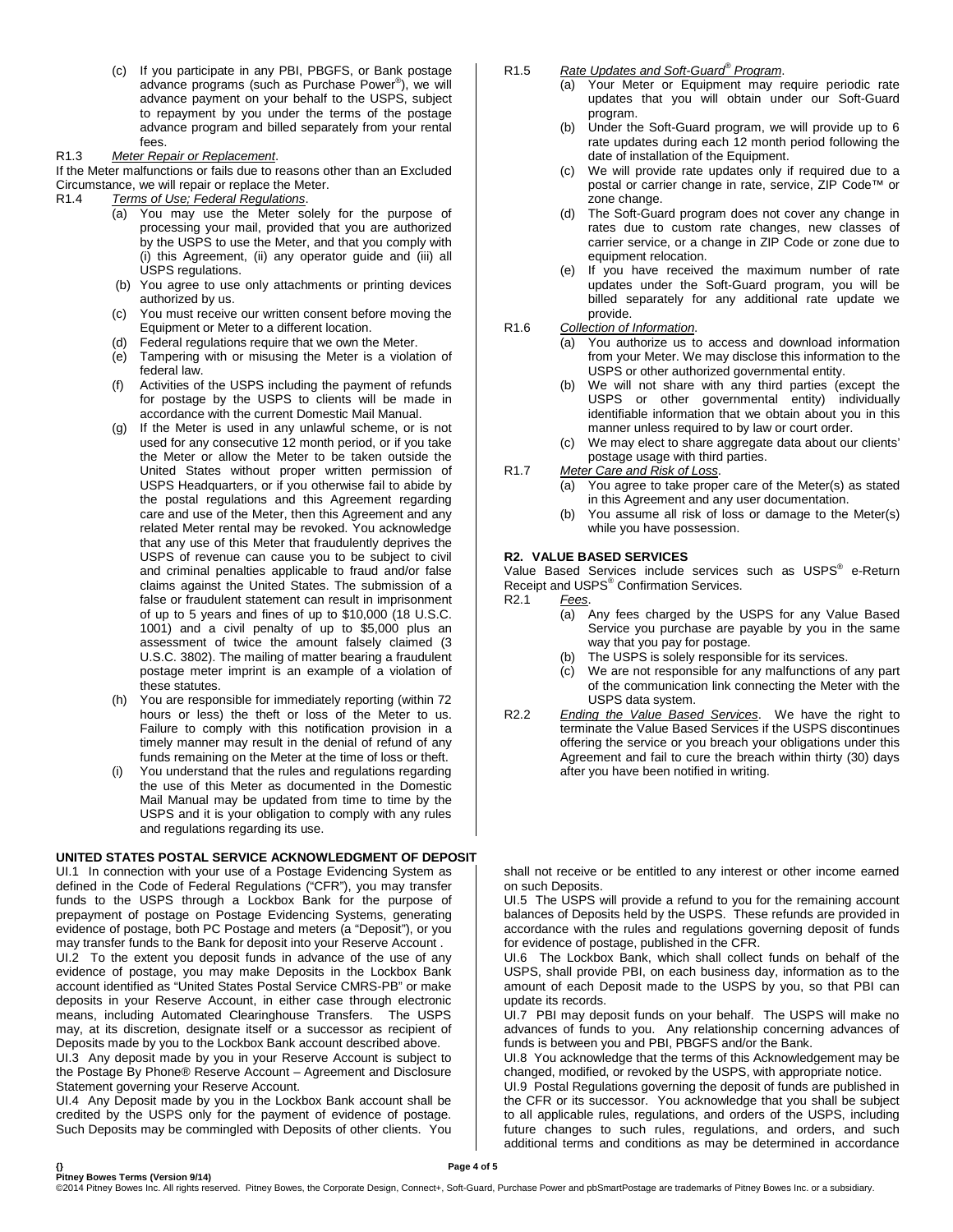(c) If you participate in any PBI, PBGFS, or Bank postage advance programs (such as Purchase Power®), we will advance payment on your behalf to the USPS, subject to repayment by you under the terms of the postage advance program and billed separately from your rental fees.

R1.3 *Meter Repair or Replacement*.

If the Meter malfunctions or fails due to reasons other than an Excluded Circumstance, we will repair or replace the Meter.

R1.4 *Terms of Use; Federal Regulations*.

(a) You may use the Meter solely for the purpose of processing your mail, provided that you are authorized by the USPS to use the Meter, and that you comply with (i) this Agreement, (ii) any operator guide and (iii) all USPS regulations.

(b) You agree to use only attachments or printing devices authorized by us.

(c) You must receive our written consent before moving the Equipment or Meter to a different location.

(d) Federal regulations require that we own the Meter.

(e) Tampering with or misusing the Meter is a violation of federal law.

(f) Activities of the USPS including the payment of refunds for postage by the USPS to clients will be made in accordance with the current Domestic Mail Manual.

(g) If the Meter is used in any unlawful scheme, or is not used for any consecutive 12 month period, or if you take the Meter or allow the Meter to be taken outside the United States without proper written permission of USPS Headquarters, or if you otherwise fail to abide by the postal regulations and this Agreement regarding care and use of the Meter, then this Agreement and any related Meter rental may be revoked. You acknowledge that any use of this Meter that fraudulently deprives the USPS of revenue can cause you to be subject to civil and criminal penalties applicable to fraud and/or false claims against the United States. The submission of a false or fraudulent statement can result in imprisonment of up to 5 years and fines of up to $10,000 (18 U.S.C. 1001) and a civil penalty of up to $5,000 plus an assessment of twice the amount falsely claimed (3 U.S.C. 3802). The mailing of matter bearing a fraudulent postage meter imprint is an example of a violation of these statutes.

(h) You are responsible for immediately reporting (within 72 hours or less) the theft or loss of the Meter to us. Failure to comply with this notification provision in a timely manner may result in the denial of refund of any funds remaining on the Meter at the time of loss or theft.

(i) You understand that the rules and regulations regarding the use of this Meter as documented in the Domestic Mail Manual may be updated from time to time by the USPS and it is your obligation to comply with any rules and regulations regarding its use.

R1.5 *Rate Updates and Soft-Guard® Program*.

(a) Your Meter or Equipment may require periodic rate updates that you will obtain under our Soft-Guard program.

(b) Under the Soft-Guard program, we will provide up to 6 rate updates during each 12 month period following the date of installation of the Equipment.

(c) We will provide rate updates only if required due to a postal or carrier change in rate, service, ZIP Code™ or zone change.

(d) The Soft-Guard program does not cover any change in rates due to custom rate changes, new classes of carrier service, or a change in ZIP Code or zone due to equipment relocation.

(e) If you have received the maximum number of rate updates under the Soft-Guard program, you will be billed separately for any additional rate update we provide.

R1.6 *Collection of Information*.

(a) You authorize us to access and download information from your Meter. We may disclose this information to the USPS or other authorized governmental entity.

(b) We will not share with any third parties (except the USPS or other governmental entity) individually identifiable information that we obtain about you in this manner unless required to by law or court order.

(c) We may elect to share aggregate data about our clients' postage usage with third parties.

R1.7 *Meter Care and Risk of Loss*.

(a) You agree to take proper care of the Meter(s) as stated in this Agreement and any user documentation.

(b) You assume all risk of loss or damage to the Meter(s) while you have possession.

**R2. VALUE BASED SERVICES**

Value Based Services include services such as USPS® e-Return Receipt and USPS® Confirmation Services.

R2.1 *Fees*.

(a) Any fees charged by the USPS for any Value Based Service you purchase are payable by you in the same way that you pay for postage.

(b) The USPS is solely responsible for its services.

(c) We are not responsible for any malfunctions of any part of the communication link connecting the Meter with the USPS data system.

R2.2 *Ending the Value Based Services*. We have the right to terminate the Value Based Services if the USPS discontinues offering the service or you breach your obligations under this Agreement and fail to cure the breach within thirty (30) days after you have been notified in writing.

**UNITED STATES POSTAL SERVICE ACKNOWLEDGMENT OF DEPOSIT**

UI.1 In connection with your use of a Postage Evidencing System as defined in the Code of Federal Regulations ("CFR"), you may transfer funds to the USPS through a Lockbox Bank for the purpose of prepayment of postage on Postage Evidencing Systems, generating evidence of postage, both PC Postage and meters (a "Deposit"), or you may transfer funds to the Bank for deposit into your Reserve Account .

UI.2 To the extent you deposit funds in advance of the use of any evidence of postage, you may make Deposits in the Lockbox Bank account identified as "United States Postal Service CMRS-PB" or make deposits in your Reserve Account, in either case through electronic means, including Automated Clearinghouse Transfers. The USPS may, at its discretion, designate itself or a successor as recipient of Deposits made by you to the Lockbox Bank account described above.

UI.3 Any deposit made by you in your Reserve Account is subject to the Postage By Phone® Reserve Account – Agreement and Disclosure Statement governing your Reserve Account.

UI.4 Any Deposit made by you in the Lockbox Bank account shall be credited by the USPS only for the payment of evidence of postage. Such Deposits may be commingled with Deposits of other clients. You shall not receive or be entitled to any interest or other income earned on such Deposits.

UI.5 The USPS will provide a refund to you for the remaining account balances of Deposits held by the USPS. These refunds are provided in accordance with the rules and regulations governing deposit of funds for evidence of postage, published in the CFR.

UI.6 The Lockbox Bank, which shall collect funds on behalf of the USPS, shall provide PBI, on each business day, information as to the amount of each Deposit made to the USPS by you, so that PBI can update its records.

UI.7 PBI may deposit funds on your behalf. The USPS will make no advances of funds to you. Any relationship concerning advances of funds is between you and PBI, PBGFS and/or the Bank.

UI.8 You acknowledge that the terms of this Acknowledgement may be changed, modified, or revoked by the USPS, with appropriate notice.

UI.9 Postal Regulations governing the deposit of funds are published in the CFR or its successor. You acknowledge that you shall be subject to all applicable rules, regulations, and orders of the USPS, including future changes to such rules, regulations, and orders, and such additional terms and conditions as may be determined in accordance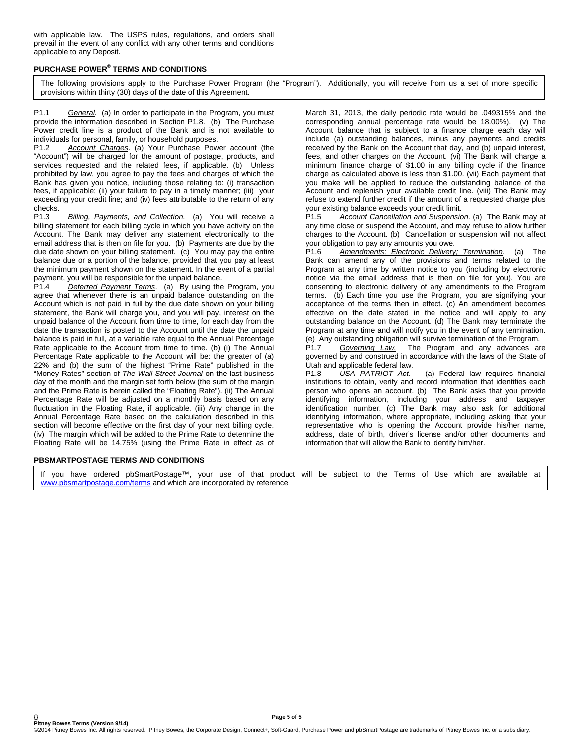with applicable law. The USPS rules, regulations, and orders shall prevail in the event of any conflict with any other terms and conditions applicable to any Deposit.

## PURCHASE POWER® TERMS AND CONDITIONS

The following provisions apply to the Purchase Power Program (the "Program"). Additionally, you will receive from us a set of more specific provisions within thirty (30) days of the date of this Agreement.

P1.1 *General*. (a) In order to participate in the Program, you must provide the information described in Section P1.8. (b) The Purchase Power credit line is a product of the Bank and is not available to individuals for personal, family, or household purposes.

P1.2 *Account Charges*. (a) Your Purchase Power account (the "Account") will be charged for the amount of postage, products, and services requested and the related fees, if applicable. (b) Unless prohibited by law, you agree to pay the fees and charges of which the Bank has given you notice, including those relating to: (i) transaction fees, if applicable; (ii) your failure to pay in a timely manner; (iii) your exceeding your credit line; and (iv) fees attributable to the return of any checks.

P1.3 *Billing, Payments, and Collection*. (a) You will receive a billing statement for each billing cycle in which you have activity on the Account. The Bank may deliver any statement electronically to the email address that is then on file for you. (b) Payments are due by the due date shown on your billing statement. (c) You may pay the entire balance due or a portion of the balance, provided that you pay at least the minimum payment shown on the statement. In the event of a partial payment, you will be responsible for the unpaid balance.

P1.4 *Deferred Payment Terms*. (a) By using the Program, you agree that whenever there is an unpaid balance outstanding on the Account which is not paid in full by the due date shown on your billing statement, the Bank will charge you, and you will pay, interest on the unpaid balance of the Account from time to time, for each day from the date the transaction is posted to the Account until the date the unpaid balance is paid in full, at a variable rate equal to the Annual Percentage Rate applicable to the Account from time to time. (b) (i) The Annual Percentage Rate applicable to the Account will be: the greater of (a) 22% and (b) the sum of the highest "Prime Rate" published in the "Money Rates" section of *The Wall Street Journal* on the last business day of the month and the margin set forth below (the sum of the margin and the Prime Rate is herein called the "Floating Rate"). (ii) The Annual Percentage Rate will be adjusted on a monthly basis based on any fluctuation in the Floating Rate, if applicable. (iii) Any change in the Annual Percentage Rate based on the calculation described in this section will become effective on the first day of your next billing cycle. (iv) The margin which will be added to the Prime Rate to determine the Floating Rate will be 14.75% (using the Prime Rate in effect as of March 31, 2013, the daily periodic rate would be .049315% and the corresponding annual percentage rate would be 18.00%). (v) The Account balance that is subject to a finance charge each day will include (a) outstanding balances, minus any payments and credits received by the Bank on the Account that day, and (b) unpaid interest, fees, and other charges on the Account. (vi) The Bank will charge a minimum finance charge of $1.00 in any billing cycle if the finance charge as calculated above is less than $1.00. (vii) Each payment that you make will be applied to reduce the outstanding balance of the Account and replenish your available credit line. (viii) The Bank may refuse to extend further credit if the amount of a requested charge plus your existing balance exceeds your credit limit.

P1.5 *Account Cancellation and Suspension*. (a) The Bank may at any time close or suspend the Account, and may refuse to allow further charges to the Account. (b) Cancellation or suspension will not affect your obligation to pay any amounts you owe.

P1.6 *Amendments; Electronic Delivery; Termination*. (a) The Bank can amend any of the provisions and terms related to the Program at any time by written notice to you (including by electronic notice via the email address that is then on file for you). You are consenting to electronic delivery of any amendments to the Program terms. (b) Each time you use the Program, you are signifying your acceptance of the terms then in effect. (c) An amendment becomes effective on the date stated in the notice and will apply to any outstanding balance on the Account. (d) The Bank may terminate the Program at any time and will notify you in the event of any termination. (e) Any outstanding obligation will survive termination of the Program.

P1.7 *Governing Law.* The Program and any advances are governed by and construed in accordance with the laws of the State of Utah and applicable federal law.

P1.8 *USA PATRIOT Act*. (a) Federal law requires financial institutions to obtain, verify and record information that identifies each person who opens an account. (b) The Bank asks that you provide identifying information, including your address and taxpayer identification number. (c) The Bank may also ask for additional identifying information, where appropriate, including asking that your representative who is opening the Account provide his/her name, address, date of birth, driver's license and/or other documents and information that will allow the Bank to identify him/her.

## PBSMARTPOSTAGE TERMS AND CONDITIONS

If you have ordered pbSmartPostage™, your use of that product will be subject to the Terms of Use which are available at www.pbsmartpostage.com/terms and which are incorporated by reference.

Pitney Bowes Terms (Version 9/14)

©2014 Pitney Bowes Inc. All rights reserved. Pitney Bowes, the Corporate Design, Connect+, Soft-Guard, Purchase Power and pbSmartPostage are trademarks of Pitney Bowes Inc. or a subsidiary.